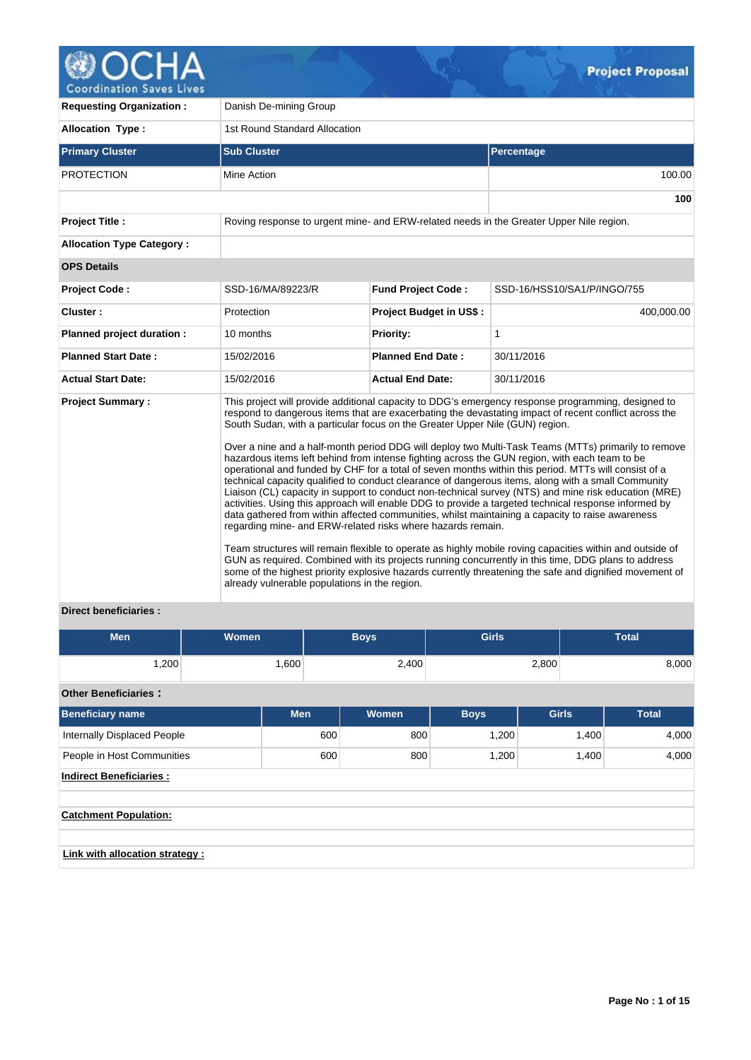# Project Proposal

| | | | |
|---|---|---|---|
| **Requesting Organization :** | Danish De-mining Group | | |
| **Allocation Type :** | 1st Round Standard Allocation | | |

| Primary Cluster | Sub Cluster | Percentage |
|---|---|---|
| PROTECTION | Mine Action | 100.00 |
| | | **100** |

| | |
|---|---|
| **Project Title :** | Roving response to urgent mine- and ERW-related needs in the Greater Upper Nile region. |
| **Allocation Type Category :** | |

**OPS Details**

| | | | |
|---|---|---|---|
| **Project Code :** | SSD-16/MA/89223/R | **Fund Project Code :** | SSD-16/HSS10/SA1/P/INGO/755 |
| **Cluster :** | Protection | **Project Budget in US$ :** | 400,000.00 |
| **Planned project duration :** | 10 months | **Priority:** | 1 |
| **Planned Start Date :** | 15/02/2016 | **Planned End Date :** | 30/11/2016 |
| **Actual Start Date:** | 15/02/2016 | **Actual End Date:** | 30/11/2016 |

**Project Summary :**

This project will provide additional capacity to DDG's emergency response programming, designed to respond to dangerous items that are exacerbating the devastating impact of recent conflict across the South Sudan, with a particular focus on the Greater Upper Nile (GUN) region.

Over a nine and a half-month period DDG will deploy two Multi-Task Teams (MTTs) primarily to remove hazardous items left behind from intense fighting across the GUN region, with each team to be operational and funded by CHF for a total of seven months within this period. MTTs will consist of a technical capacity qualified to conduct clearance of dangerous items, along with a small Community Liaison (CL) capacity in support to conduct non-technical survey (NTS) and mine risk education (MRE) activities. Using this approach will enable DDG to provide a targeted technical response informed by data gathered from within affected communities, whilst maintaining a capacity to raise awareness regarding mine- and ERW-related risks where hazards remain.

Team structures will remain flexible to operate as highly mobile roving capacities within and outside of GUN as required. Combined with its projects running concurrently in this time, DDG plans to address some of the highest priority explosive hazards currently threatening the safe and dignified movement of already vulnerable populations in the region.

**Direct beneficiaries :**

| Men | Women | Boys | Girls | Total |
|---|---|---|---|---|
| 1,200 | 1,600 | 2,400 | 2,800 | 8,000 |

**Other Beneficiaries :**

| Beneficiary name | Men | Women | Boys | Girls | Total |
|---|---|---|---|---|---|
| Internally Displaced People | 600 | 800 | 1,200 | 1,400 | 4,000 |
| People in Host Communities | 600 | 800 | 1,200 | 1,400 | 4,000 |

**Indirect Beneficiaries :**

**Catchment Population:**

**Link with allocation strategy :**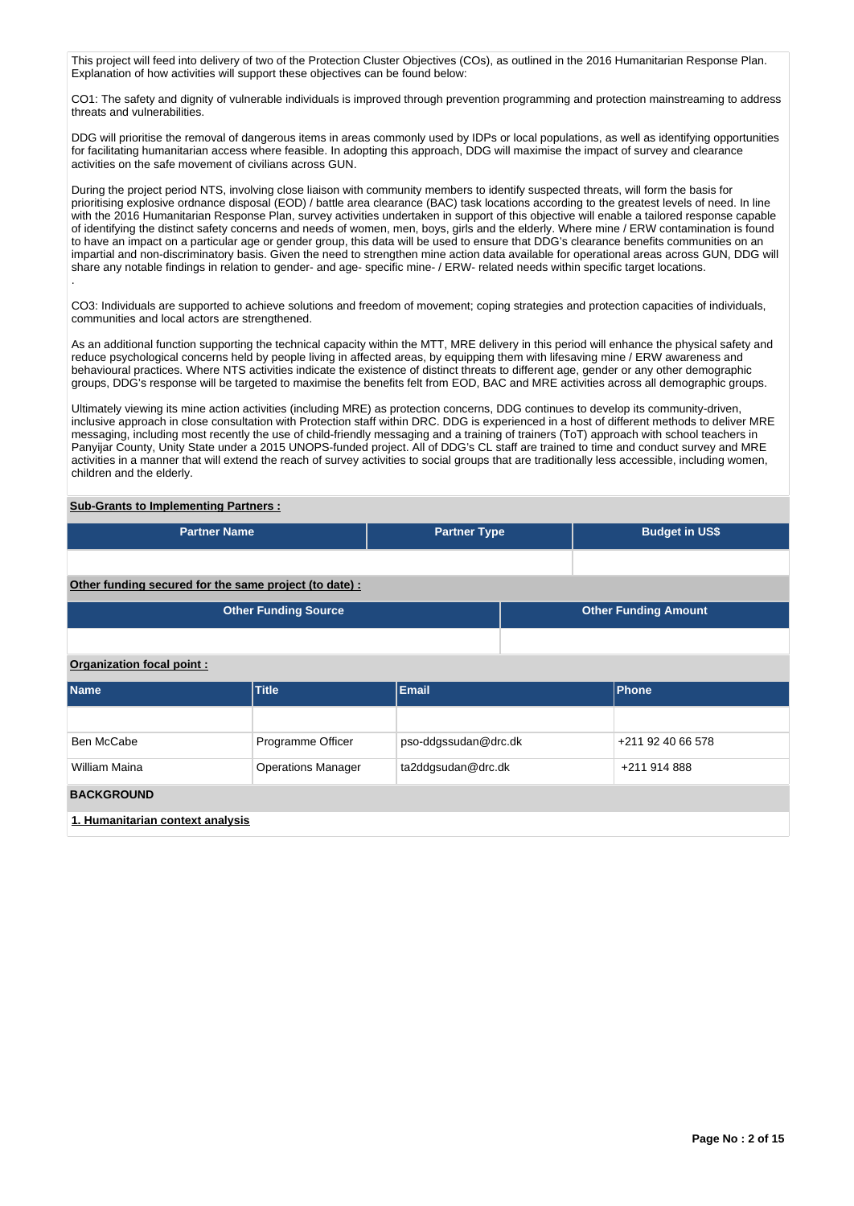This project will feed into delivery of two of the Protection Cluster Objectives (COs), as outlined in the 2016 Humanitarian Response Plan. Explanation of how activities will support these objectives can be found below:

CO1: The safety and dignity of vulnerable individuals is improved through prevention programming and protection mainstreaming to address threats and vulnerabilities.

DDG will prioritise the removal of dangerous items in areas commonly used by IDPs or local populations, as well as identifying opportunities for facilitating humanitarian access where feasible. In adopting this approach, DDG will maximise the impact of survey and clearance activities on the safe movement of civilians across GUN.

During the project period NTS, involving close liaison with community members to identify suspected threats, will form the basis for prioritising explosive ordnance disposal (EOD) / battle area clearance (BAC) task locations according to the greatest levels of need. In line with the 2016 Humanitarian Response Plan, survey activities undertaken in support of this objective will enable a tailored response capable of identifying the distinct safety concerns and needs of women, men, boys, girls and the elderly. Where mine / ERW contamination is found to have an impact on a particular age or gender group, this data will be used to ensure that DDG's clearance benefits communities on an impartial and non-discriminatory basis. Given the need to strengthen mine action data available for operational areas across GUN, DDG will share any notable findings in relation to gender- and age- specific mine- / ERW- related needs within specific target locations.
.

CO3: Individuals are supported to achieve solutions and freedom of movement; coping strategies and protection capacities of individuals, communities and local actors are strengthened.

As an additional function supporting the technical capacity within the MTT, MRE delivery in this period will enhance the physical safety and reduce psychological concerns held by people living in affected areas, by equipping them with lifesaving mine / ERW awareness and behavioural practices. Where NTS activities indicate the existence of distinct threats to different age, gender or any other demographic groups, DDG's response will be targeted to maximise the benefits felt from EOD, BAC and MRE activities across all demographic groups.

Ultimately viewing its mine action activities (including MRE) as protection concerns, DDG continues to develop its community-driven, inclusive approach in close consultation with Protection staff within DRC. DDG is experienced in a host of different methods to deliver MRE messaging, including most recently the use of child-friendly messaging and a training of trainers (ToT) approach with school teachers in Panyijar County, Unity State under a 2015 UNOPS-funded project. All of DDG's CL staff are trained to time and conduct survey and MRE activities in a manner that will extend the reach of survey activities to social groups that are traditionally less accessible, including women, children and the elderly.

**Sub-Grants to Implementing Partners :**

| Partner Name | Partner Type | Budget in US$ |
|---|---|---|
| | | |

**Other funding secured for the same project (to date) :**

| Other Funding Source | Other Funding Amount |
|---|---|
| | |

**Organization focal point :**

| Name | Title | Email | Phone |
|---|---|---|---|
| | | | |
| Ben McCabe | Programme Officer | pso-ddgssudan@drc.dk | +211 92 40 66 578 |
| William Maina | Operations Manager | ta2ddgsudan@drc.dk | +211 914 888 |

## BACKGROUND

**1. Humanitarian context analysis**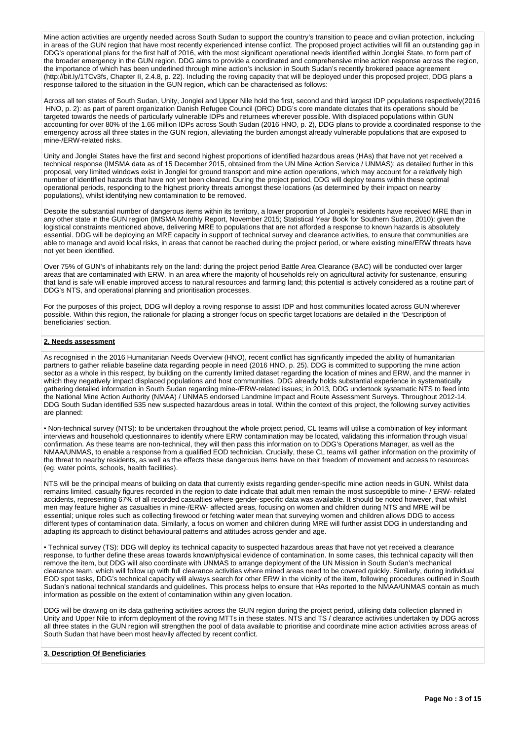Mine action activities are urgently needed across South Sudan to support the country's transition to peace and civilian protection, including in areas of the GUN region that have most recently experienced intense conflict. The proposed project activities will fill an outstanding gap in DDG's operational plans for the first half of 2016, with the most significant operational needs identified within Jonglei State, to form part of the broader emergency in the GUN region. DDG aims to provide a coordinated and comprehensive mine action response across the region, the importance of which has been underlined through mine action's inclusion in South Sudan's recently brokered peace agreement (http://bit.ly/1TCv3fs, Chapter II, 2.4.8, p. 22). Including the roving capacity that will be deployed under this proposed project, DDG plans a response tailored to the situation in the GUN region, which can be characterised as follows:

Across all ten states of South Sudan, Unity, Jonglei and Upper Nile hold the first, second and third largest IDP populations respectively(2016 HNO, p. 2): as part of parent organization Danish Refugee Council (DRC) DDG's core mandate dictates that its operations should be targeted towards the needs of particularly vulnerable IDPs and returnees wherever possible. With displaced populations within GUN accounting for over 80% of the 1.66 million IDPs across South Sudan (2016 HNO, p. 2), DDG plans to provide a coordinated response to the emergency across all three states in the GUN region, alleviating the burden amongst already vulnerable populations that are exposed to mine-/ERW-related risks.

Unity and Jonglei States have the first and second highest proportions of identified hazardous areas (HAs) that have not yet received a technical response (IMSMA data as of 15 December 2015, obtained from the UN Mine Action Service / UNMAS): as detailed further in this proposal, very limited windows exist in Jonglei for ground transport and mine action operations, which may account for a relatively high number of identified hazards that have not yet been cleared. During the project period, DDG will deploy teams within these optimal operational periods, responding to the highest priority threats amongst these locations (as determined by their impact on nearby populations), whilst identifying new contamination to be removed.

Despite the substantial number of dangerous items within its territory, a lower proportion of Jonglei's residents have received MRE than in any other state in the GUN region (IMSMA Monthly Report, November 2015; Statistical Year Book for Southern Sudan, 2010): given the logistical constraints mentioned above, delivering MRE to populations that are not afforded a response to known hazards is absolutely essential. DDG will be deploying an MRE capacity in support of technical survey and clearance activities, to ensure that communities are able to manage and avoid local risks, in areas that cannot be reached during the project period, or where existing mine/ERW threats have not yet been identified.

Over 75% of GUN's of inhabitants rely on the land: during the project period Battle Area Clearance (BAC) will be conducted over larger areas that are contaminated with ERW. In an area where the majority of households rely on agricultural activity for sustenance, ensuring that land is safe will enable improved access to natural resources and farming land; this potential is actively considered as a routine part of DDG's NTS, and operational planning and prioritisation processes.

For the purposes of this project, DDG will deploy a roving response to assist IDP and host communities located across GUN wherever possible. Within this region, the rationale for placing a stronger focus on specific target locations are detailed in the 'Description of beneficiaries' section.

## 2. Needs assessment

As recognised in the 2016 Humanitarian Needs Overview (HNO), recent conflict has significantly impeded the ability of humanitarian partners to gather reliable baseline data regarding people in need (2016 HNO, p. 25). DDG is committed to supporting the mine action sector as a whole in this respect, by building on the currently limited dataset regarding the location of mines and ERW, and the manner in which they negatively impact displaced populations and host communities. DDG already holds substantial experience in systematically gathering detailed information in South Sudan regarding mine-/ERW-related issues; in 2013, DDG undertook systematic NTS to feed into the National Mine Action Authority (NMAA) / UNMAS endorsed Landmine Impact and Route Assessment Surveys. Throughout 2012-14, DDG South Sudan identified 535 new suspected hazardous areas in total. Within the context of this project, the following survey activities are planned:

• Non-technical survey (NTS): to be undertaken throughout the whole project period, CL teams will utilise a combination of key informant interviews and household questionnaires to identify where ERW contamination may be located, validating this information through visual confirmation. As these teams are non-technical, they will then pass this information on to DDG's Operations Manager, as well as the NMAA/UNMAS, to enable a response from a qualified EOD technician. Crucially, these CL teams will gather information on the proximity of the threat to nearby residents, as well as the effects these dangerous items have on their freedom of movement and access to resources (eg. water points, schools, health facilities).

NTS will be the principal means of building on data that currently exists regarding gender-specific mine action needs in GUN. Whilst data remains limited, casualty figures recorded in the region to date indicate that adult men remain the most susceptible to mine- / ERW- related accidents, representing 67% of all recorded casualties where gender-specific data was available. It should be noted however, that whilst men may feature higher as casualties in mine-/ERW- affected areas, focusing on women and children during NTS and MRE will be essential; unique roles such as collecting firewood or fetching water mean that surveying women and children allows DDG to access different types of contamination data. Similarly, a focus on women and children during MRE will further assist DDG in understanding and adapting its approach to distinct behavioural patterns and attitudes across gender and age.

• Technical survey (TS): DDG will deploy its technical capacity to suspected hazardous areas that have not yet received a clearance response, to further define these areas towards known/physical evidence of contamination. In some cases, this technical capacity will then remove the item, but DDG will also coordinate with UNMAS to arrange deployment of the UN Mission in South Sudan's mechanical clearance team, which will follow up with full clearance activities where mined areas need to be covered quickly. Similarly, during individual EOD spot tasks, DDG's technical capacity will always search for other ERW in the vicinity of the item, following procedures outlined in South Sudan's national technical standards and guidelines. This process helps to ensure that HAs reported to the NMAA/UNMAS contain as much information as possible on the extent of contamination within any given location.

DDG will be drawing on its data gathering activities across the GUN region during the project period, utilising data collection planned in Unity and Upper Nile to inform deployment of the roving MTTs in these states. NTS and TS / clearance activities undertaken by DDG across all three states in the GUN region will strengthen the pool of data available to prioritise and coordinate mine action activities across areas of South Sudan that have been most heavily affected by recent conflict.

## 3. Description Of Beneficiaries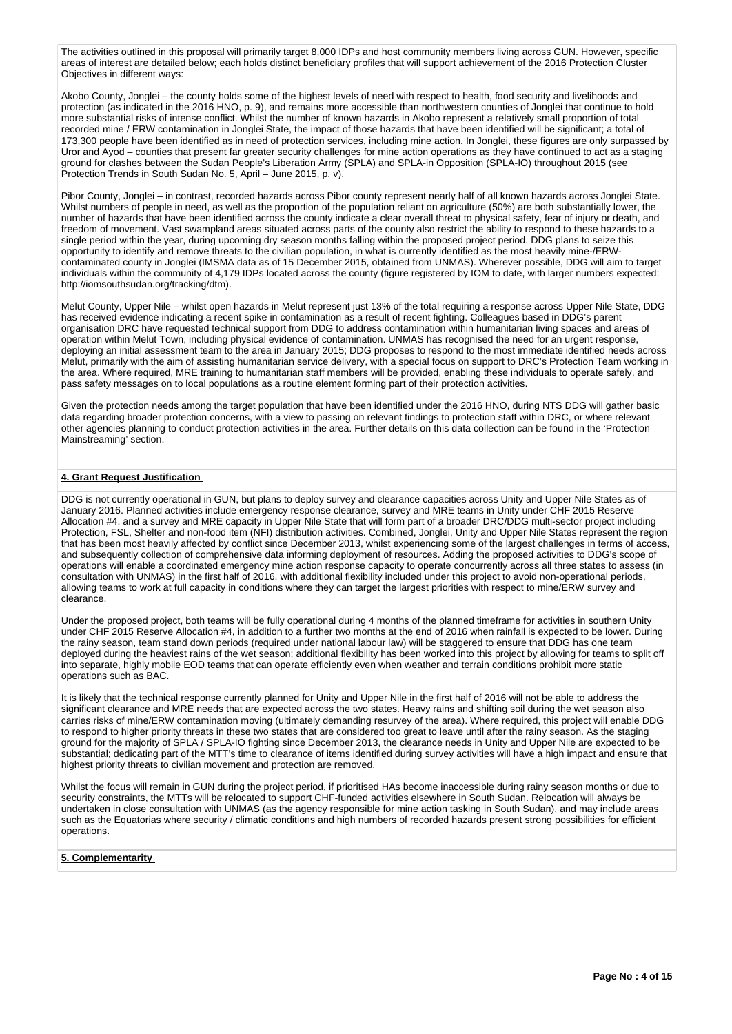The activities outlined in this proposal will primarily target 8,000 IDPs and host community members living across GUN. However, specific areas of interest are detailed below; each holds distinct beneficiary profiles that will support achievement of the 2016 Protection Cluster Objectives in different ways:

Akobo County, Jonglei – the county holds some of the highest levels of need with respect to health, food security and livelihoods and protection (as indicated in the 2016 HNO, p. 9), and remains more accessible than northwestern counties of Jonglei that continue to hold more substantial risks of intense conflict. Whilst the number of known hazards in Akobo represent a relatively small proportion of total recorded mine / ERW contamination in Jonglei State, the impact of those hazards that have been identified will be significant; a total of 173,300 people have been identified as in need of protection services, including mine action. In Jonglei, these figures are only surpassed by Uror and Ayod – counties that present far greater security challenges for mine action operations as they have continued to act as a staging ground for clashes between the Sudan People's Liberation Army (SPLA) and SPLA-in Opposition (SPLA-IO) throughout 2015 (see Protection Trends in South Sudan No. 5, April – June 2015, p. v).

Pibor County, Jonglei – in contrast, recorded hazards across Pibor county represent nearly half of all known hazards across Jonglei State. Whilst numbers of people in need, as well as the proportion of the population reliant on agriculture (50%) are both substantially lower, the number of hazards that have been identified across the county indicate a clear overall threat to physical safety, fear of injury or death, and freedom of movement. Vast swampland areas situated across parts of the county also restrict the ability to respond to these hazards to a single period within the year, during upcoming dry season months falling within the proposed project period. DDG plans to seize this opportunity to identify and remove threats to the civilian population, in what is currently identified as the most heavily mine-/ERW-contaminated county in Jonglei (IMSMA data as of 15 December 2015, obtained from UNMAS). Wherever possible, DDG will aim to target individuals within the community of 4,179 IDPs located across the county (figure registered by IOM to date, with larger numbers expected: http://iomsouthsudan.org/tracking/dtm).

Melut County, Upper Nile – whilst open hazards in Melut represent just 13% of the total requiring a response across Upper Nile State, DDG has received evidence indicating a recent spike in contamination as a result of recent fighting. Colleagues based in DDG's parent organisation DRC have requested technical support from DDG to address contamination within humanitarian living spaces and areas of operation within Melut Town, including physical evidence of contamination. UNMAS has recognised the need for an urgent response, deploying an initial assessment team to the area in January 2015; DDG proposes to respond to the most immediate identified needs across Melut, primarily with the aim of assisting humanitarian service delivery, with a special focus on support to DRC's Protection Team working in the area. Where required, MRE training to humanitarian staff members will be provided, enabling these individuals to operate safely, and pass safety messages on to local populations as a routine element forming part of their protection activities.

Given the protection needs among the target population that have been identified under the 2016 HNO, during NTS DDG will gather basic data regarding broader protection concerns, with a view to passing on relevant findings to protection staff within DRC, or where relevant other agencies planning to conduct protection activities in the area. Further details on this data collection can be found in the 'Protection Mainstreaming' section.

**4. Grant Request Justification**

DDG is not currently operational in GUN, but plans to deploy survey and clearance capacities across Unity and Upper Nile States as of January 2016. Planned activities include emergency response clearance, survey and MRE teams in Unity under CHF 2015 Reserve Allocation #4, and a survey and MRE capacity in Upper Nile State that will form part of a broader DRC/DDG multi-sector project including Protection, FSL, Shelter and non-food item (NFI) distribution activities. Combined, Jonglei, Unity and Upper Nile States represent the region that has been most heavily affected by conflict since December 2013, whilst experiencing some of the largest challenges in terms of access, and subsequently collection of comprehensive data informing deployment of resources. Adding the proposed activities to DDG's scope of operations will enable a coordinated emergency mine action response capacity to operate concurrently across all three states to assess (in consultation with UNMAS) in the first half of 2016, with additional flexibility included under this project to avoid non-operational periods, allowing teams to work at full capacity in conditions where they can target the largest priorities with respect to mine/ERW survey and clearance.

Under the proposed project, both teams will be fully operational during 4 months of the planned timeframe for activities in southern Unity under CHF 2015 Reserve Allocation #4, in addition to a further two months at the end of 2016 when rainfall is expected to be lower. During the rainy season, team stand down periods (required under national labour law) will be staggered to ensure that DDG has one team deployed during the heaviest rains of the wet season; additional flexibility has been worked into this project by allowing for teams to split off into separate, highly mobile EOD teams that can operate efficiently even when weather and terrain conditions prohibit more static operations such as BAC.

It is likely that the technical response currently planned for Unity and Upper Nile in the first half of 2016 will not be able to address the significant clearance and MRE needs that are expected across the two states. Heavy rains and shifting soil during the wet season also carries risks of mine/ERW contamination moving (ultimately demanding resurvey of the area). Where required, this project will enable DDG to respond to higher priority threats in these two states that are considered too great to leave until after the rainy season. As the staging ground for the majority of SPLA / SPLA-IO fighting since December 2013, the clearance needs in Unity and Upper Nile are expected to be substantial; dedicating part of the MTT's time to clearance of items identified during survey activities will have a high impact and ensure that highest priority threats to civilian movement and protection are removed.

Whilst the focus will remain in GUN during the project period, if prioritised HAs become inaccessible during rainy season months or due to security constraints, the MTTs will be relocated to support CHF-funded activities elsewhere in South Sudan. Relocation will always be undertaken in close consultation with UNMAS (as the agency responsible for mine action tasking in South Sudan), and may include areas such as the Equatorias where security / climatic conditions and high numbers of recorded hazards present strong possibilities for efficient operations.

**5. Complementarity**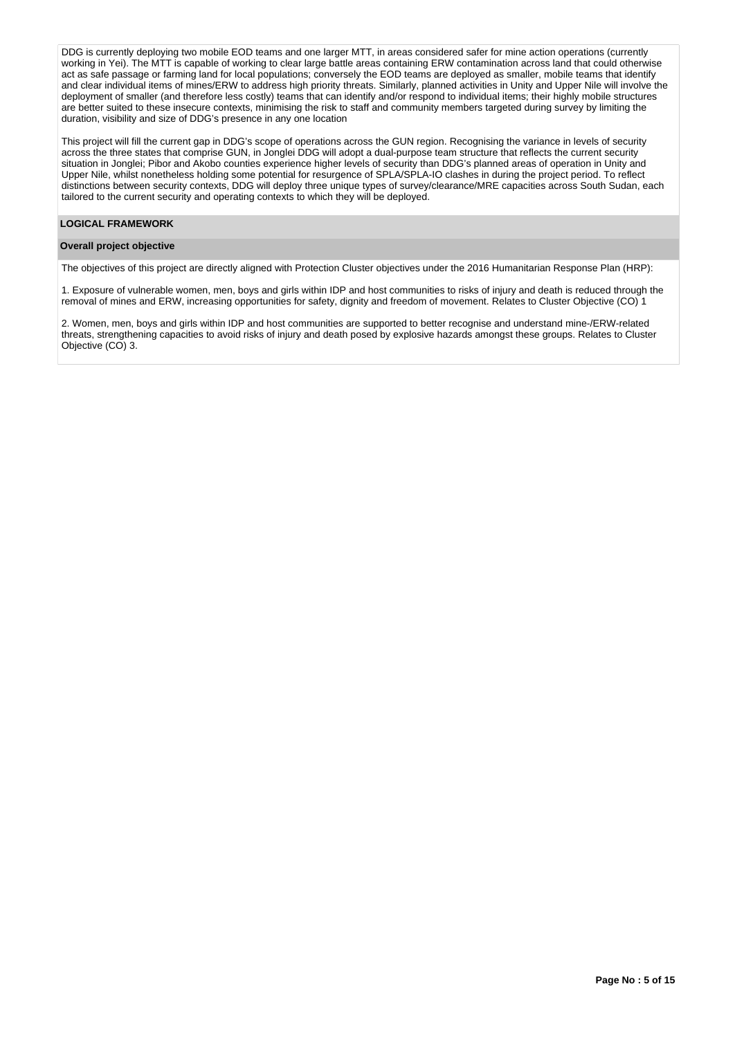DDG is currently deploying two mobile EOD teams and one larger MTT, in areas considered safer for mine action operations (currently working in Yei). The MTT is capable of working to clear large battle areas containing ERW contamination across land that could otherwise act as safe passage or farming land for local populations; conversely the EOD teams are deployed as smaller, mobile teams that identify and clear individual items of mines/ERW to address high priority threats. Similarly, planned activities in Unity and Upper Nile will involve the deployment of smaller (and therefore less costly) teams that can identify and/or respond to individual items; their highly mobile structures are better suited to these insecure contexts, minimising the risk to staff and community members targeted during survey by limiting the duration, visibility and size of DDG's presence in any one location

This project will fill the current gap in DDG's scope of operations across the GUN region. Recognising the variance in levels of security across the three states that comprise GUN, in Jonglei DDG will adopt a dual-purpose team structure that reflects the current security situation in Jonglei; Pibor and Akobo counties experience higher levels of security than DDG's planned areas of operation in Unity and Upper Nile, whilst nonetheless holding some potential for resurgence of SPLA/SPLA-IO clashes in during the project period. To reflect distinctions between security contexts, DDG will deploy three unique types of survey/clearance/MRE capacities across South Sudan, each tailored to the current security and operating contexts to which they will be deployed.

## LOGICAL FRAMEWORK

### Overall project objective

The objectives of this project are directly aligned with Protection Cluster objectives under the 2016 Humanitarian Response Plan (HRP):

1. Exposure of vulnerable women, men, boys and girls within IDP and host communities to risks of injury and death is reduced through the removal of mines and ERW, increasing opportunities for safety, dignity and freedom of movement. Relates to Cluster Objective (CO) 1

2. Women, men, boys and girls within IDP and host communities are supported to better recognise and understand mine-/ERW-related threats, strengthening capacities to avoid risks of injury and death posed by explosive hazards amongst these groups. Relates to Cluster Objective (CO) 3.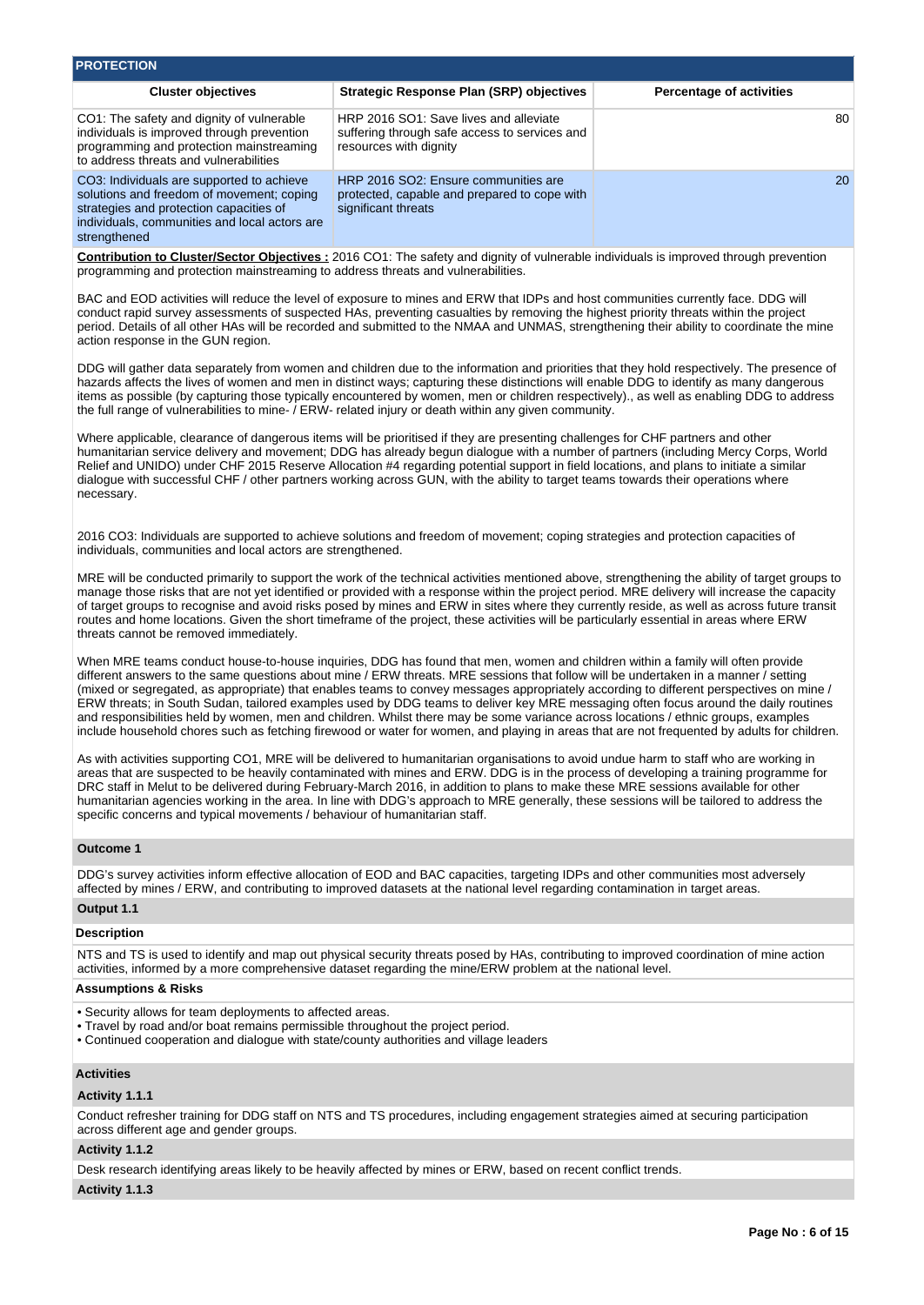## PROTECTION

| Cluster objectives | Strategic Response Plan (SRP) objectives | Percentage of activities |
|---|---|---|
| CO1: The safety and dignity of vulnerable individuals is improved through prevention programming and protection mainstreaming to address threats and vulnerabilities | HRP 2016 SO1: Save lives and alleviate suffering through safe access to services and resources with dignity | 80 |
| CO3: Individuals are supported to achieve solutions and freedom of movement; coping strategies and protection capacities of individuals, communities and local actors are strengthened | HRP 2016 SO2: Ensure communities are protected, capable and prepared to cope with significant threats | 20 |

**Contribution to Cluster/Sector Objectives :** 2016 CO1: The safety and dignity of vulnerable individuals is improved through prevention programming and protection mainstreaming to address threats and vulnerabilities.

BAC and EOD activities will reduce the level of exposure to mines and ERW that IDPs and host communities currently face. DDG will conduct rapid survey assessments of suspected HAs, preventing casualties by removing the highest priority threats within the project period. Details of all other HAs will be recorded and submitted to the NMAA and UNMAS, strengthening their ability to coordinate the mine action response in the GUN region.

DDG will gather data separately from women and children due to the information and priorities that they hold respectively. The presence of hazards affects the lives of women and men in distinct ways; capturing these distinctions will enable DDG to identify as many dangerous items as possible (by capturing those typically encountered by women, men or children respectively)., as well as enabling DDG to address the full range of vulnerabilities to mine- / ERW- related injury or death within any given community.

Where applicable, clearance of dangerous items will be prioritised if they are presenting challenges for CHF partners and other humanitarian service delivery and movement; DDG has already begun dialogue with a number of partners (including Mercy Corps, World Relief and UNIDO) under CHF 2015 Reserve Allocation #4 regarding potential support in field locations, and plans to initiate a similar dialogue with successful CHF / other partners working across GUN, with the ability to target teams towards their operations where necessary.

2016 CO3: Individuals are supported to achieve solutions and freedom of movement; coping strategies and protection capacities of individuals, communities and local actors are strengthened.

MRE will be conducted primarily to support the work of the technical activities mentioned above, strengthening the ability of target groups to manage those risks that are not yet identified or provided with a response within the project period. MRE delivery will increase the capacity of target groups to recognise and avoid risks posed by mines and ERW in sites where they currently reside, as well as across future transit routes and home locations. Given the short timeframe of the project, these activities will be particularly essential in areas where ERW threats cannot be removed immediately.

When MRE teams conduct house-to-house inquiries, DDG has found that men, women and children within a family will often provide different answers to the same questions about mine / ERW threats. MRE sessions that follow will be undertaken in a manner / setting (mixed or segregated, as appropriate) that enables teams to convey messages appropriately according to different perspectives on mine / ERW threats; in South Sudan, tailored examples used by DDG teams to deliver key MRE messaging often focus around the daily routines and responsibilities held by women, men and children. Whilst there may be some variance across locations / ethnic groups, examples include household chores such as fetching firewood or water for women, and playing in areas that are not frequented by adults for children.

As with activities supporting CO1, MRE will be delivered to humanitarian organisations to avoid undue harm to staff who are working in areas that are suspected to be heavily contaminated with mines and ERW. DDG is in the process of developing a training programme for DRC staff in Melut to be delivered during February-March 2016, in addition to plans to make these MRE sessions available for other humanitarian agencies working in the area. In line with DDG's approach to MRE generally, these sessions will be tailored to address the specific concerns and typical movements / behaviour of humanitarian staff.

### Outcome 1

DDG's survey activities inform effective allocation of EOD and BAC capacities, targeting IDPs and other communities most adversely affected by mines / ERW, and contributing to improved datasets at the national level regarding contamination in target areas.

#### Output 1.1

**Description**

NTS and TS is used to identify and map out physical security threats posed by HAs, contributing to improved coordination of mine action activities, informed by a more comprehensive dataset regarding the mine/ERW problem at the national level.

**Assumptions & Risks**

- Security allows for team deployments to affected areas.
- Travel by road and/or boat remains permissible throughout the project period.
- Continued cooperation and dialogue with state/county authorities and village leaders

**Activities**

**Activity 1.1.1**

Conduct refresher training for DDG staff on NTS and TS procedures, including engagement strategies aimed at securing participation across different age and gender groups.

**Activity 1.1.2**

Desk research identifying areas likely to be heavily affected by mines or ERW, based on recent conflict trends.

**Activity 1.1.3**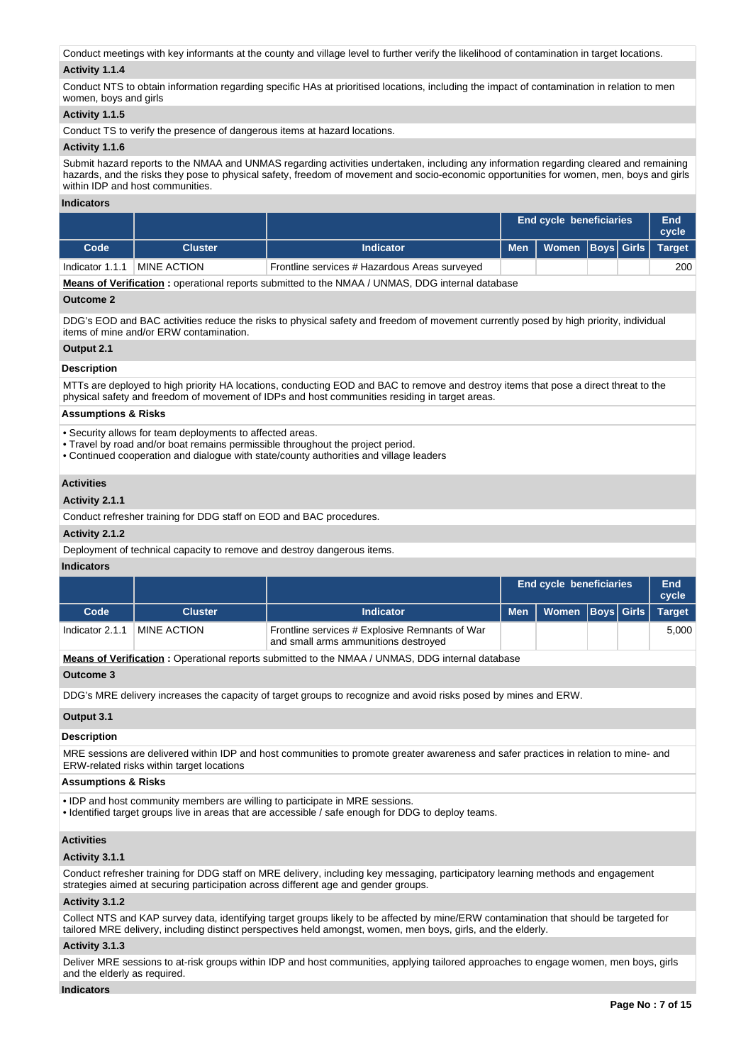Conduct meetings with key informants at the county and village level to further verify the likelihood of contamination in target locations.

**Activity 1.1.4**

Conduct NTS to obtain information regarding specific HAs at prioritised locations, including the impact of contamination in relation to men women, boys and girls

**Activity 1.1.5**

Conduct TS to verify the presence of dangerous items at hazard locations.

**Activity 1.1.6**

Submit hazard reports to the NMAA and UNMAS regarding activities undertaken, including any information regarding cleared and remaining hazards, and the risks they pose to physical safety, freedom of movement and socio-economic opportunities for women, men, boys and girls within IDP and host communities.

**Indicators**

| | | | End cycle beneficiaries | | | | End cycle |
|---|---|---|---|---|---|---|---|
| **Code** | **Cluster** | **Indicator** | **Men** | **Women** | **Boys** | **Girls** | **Target** |
| Indicator 1.1.1 | MINE ACTION | Frontline services # Hazardous Areas surveyed | | | | | 200 |

**Means of Verification :** operational reports submitted to the NMAA / UNMAS, DDG internal database

**Outcome 2**

DDG's EOD and BAC activities reduce the risks to physical safety and freedom of movement currently posed by high priority, individual items of mine and/or ERW contamination.

**Output 2.1**

**Description**

MTTs are deployed to high priority HA locations, conducting EOD and BAC to remove and destroy items that pose a direct threat to the physical safety and freedom of movement of IDPs and host communities residing in target areas.

**Assumptions & Risks**

- Security allows for team deployments to affected areas.
- Travel by road and/or boat remains permissible throughout the project period.
- Continued cooperation and dialogue with state/county authorities and village leaders

**Activities**

**Activity 2.1.1**

Conduct refresher training for DDG staff on EOD and BAC procedures.

**Activity 2.1.2**

Deployment of technical capacity to remove and destroy dangerous items.

**Indicators**

| | | | End cycle beneficiaries | | | | End cycle |
|---|---|---|---|---|---|---|---|
| **Code** | **Cluster** | **Indicator** | **Men** | **Women** | **Boys** | **Girls** | **Target** |
| Indicator 2.1.1 | MINE ACTION | Frontline services # Explosive Remnants of War and small arms ammunitions destroyed | | | | | 5,000 |

**Means of Verification :** Operational reports submitted to the NMAA / UNMAS, DDG internal database

**Outcome 3**

DDG's MRE delivery increases the capacity of target groups to recognize and avoid risks posed by mines and ERW.

**Output 3.1**

**Description**

MRE sessions are delivered within IDP and host communities to promote greater awareness and safer practices in relation to mine- and ERW-related risks within target locations

**Assumptions & Risks**

- IDP and host community members are willing to participate in MRE sessions.
- Identified target groups live in areas that are accessible / safe enough for DDG to deploy teams.

**Activities**

**Activity 3.1.1**

Conduct refresher training for DDG staff on MRE delivery, including key messaging, participatory learning methods and engagement strategies aimed at securing participation across different age and gender groups.

**Activity 3.1.2**

Collect NTS and KAP survey data, identifying target groups likely to be affected by mine/ERW contamination that should be targeted for tailored MRE delivery, including distinct perspectives held amongst, women, men boys, girls, and the elderly.

**Activity 3.1.3**

Deliver MRE sessions to at-risk groups within IDP and host communities, applying tailored approaches to engage women, men boys, girls and the elderly as required.

**Indicators**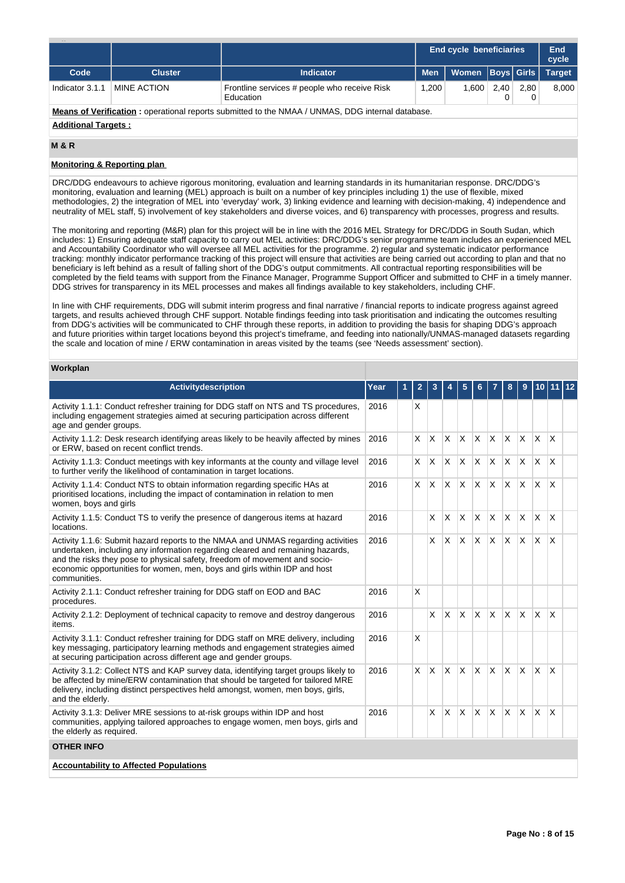| | | | End cycle beneficiaries | | | | End cycle |
|---|---|---|---|---|---|---|---|
| Code | Cluster | Indicator | Men | Women | Boys | Girls | Target |
| Indicator 3.1.1 | MINE ACTION | Frontline services # people who receive Risk Education | 1,200 | 1,600 | 2,400 | 2,800 | 8,000 |

**Means of Verification :** operational reports submitted to the NMAA / UNMAS, DDG internal database.

**Additional Targets :**

## M & R

### Monitoring & Reporting plan

DRC/DDG endeavours to achieve rigorous monitoring, evaluation and learning standards in its humanitarian response. DRC/DDG's monitoring, evaluation and learning (MEL) approach is built on a number of key principles including 1) the use of flexible, mixed methodologies, 2) the integration of MEL into 'everyday' work, 3) linking evidence and learning with decision-making, 4) independence and neutrality of MEL staff, 5) involvement of key stakeholders and diverse voices, and 6) transparency with processes, progress and results.

The monitoring and reporting (M&R) plan for this project will be in line with the 2016 MEL Strategy for DRC/DDG in South Sudan, which includes: 1) Ensuring adequate staff capacity to carry out MEL activities: DRC/DDG's senior programme team includes an experienced MEL and Accountability Coordinator who will oversee all MEL activities for the programme. 2) regular and systematic indicator performance tracking: monthly indicator performance tracking of this project will ensure that activities are being carried out according to plan and that no beneficiary is left behind as a result of falling short of the DDG's output commitments. All contractual reporting responsibilities will be completed by the field teams with support from the Finance Manager, Programme Support Officer and submitted to CHF in a timely manner. DDG strives for transparency in its MEL processes and makes all findings available to key stakeholders, including CHF.

In line with CHF requirements, DDG will submit interim progress and final narrative / financial reports to indicate progress against agreed targets, and results achieved through CHF support. Notable findings feeding into task prioritisation and indicating the outcomes resulting from DDG's activities will be communicated to CHF through these reports, in addition to providing the basis for shaping DDG's approach and future priorities within target locations beyond this project's timeframe, and feeding into nationally/UNMAS-managed datasets regarding the scale and location of mine / ERW contamination in areas visited by the teams (see 'Needs assessment' section).

### Workplan

| Activitydescription | Year | 1 | 2 | 3 | 4 | 5 | 6 | 7 | 8 | 9 | 10 | 11 | 12 |
|---|---|---|---|---|---|---|---|---|---|---|---|---|---|
| Activity 1.1.1: Conduct refresher training for DDG staff on NTS and TS procedures, including engagement strategies aimed at securing participation across different age and gender groups. | 2016 | | X | | | | | | | | | | |
| Activity 1.1.2: Desk research identifying areas likely to be heavily affected by mines or ERW, based on recent conflict trends. | 2016 | | X | X | X | X | X | X | X | X | X | X | |
| Activity 1.1.3: Conduct meetings with key informants at the county and village level to further verify the likelihood of contamination in target locations. | 2016 | | X | X | X | X | X | X | X | X | X | X | |
| Activity 1.1.4: Conduct NTS to obtain information regarding specific HAs at prioritised locations, including the impact of contamination in relation to men women, boys and girls | 2016 | | X | X | X | X | X | X | X | X | X | X | |
| Activity 1.1.5: Conduct TS to verify the presence of dangerous items at hazard locations. | 2016 | | | X | X | X | X | X | X | X | X | X | |
| Activity 1.1.6: Submit hazard reports to the NMAA and UNMAS regarding activities undertaken, including any information regarding cleared and remaining hazards, and the risks they pose to physical safety, freedom of movement and socio-economic opportunities for women, men, boys and girls within IDP and host communities. | 2016 | | | X | X | X | X | X | X | X | X | X | |
| Activity 2.1.1: Conduct refresher training for DDG staff on EOD and BAC procedures. | 2016 | | X | | | | | | | | | | |
| Activity 2.1.2: Deployment of technical capacity to remove and destroy dangerous items. | 2016 | | | X | X | X | X | X | X | X | X | X | |
| Activity 3.1.1: Conduct refresher training for DDG staff on MRE delivery, including key messaging, participatory learning methods and engagement strategies aimed at securing participation across different age and gender groups. | 2016 | | X | | | | | | | | | | |
| Activity 3.1.2: Collect NTS and KAP survey data, identifying target groups likely to be affected by mine/ERW contamination that should be targeted for tailored MRE delivery, including distinct perspectives held amongst, women, men boys, girls, and the elderly. | 2016 | | X | X | X | X | X | X | X | X | X | X | |
| Activity 3.1.3: Deliver MRE sessions to at-risk groups within IDP and host communities, applying tailored approaches to engage women, men boys, girls and the elderly as required. | 2016 | | | X | X | X | X | X | X | X | X | X | |

## OTHER INFO

### Accountability to Affected Populations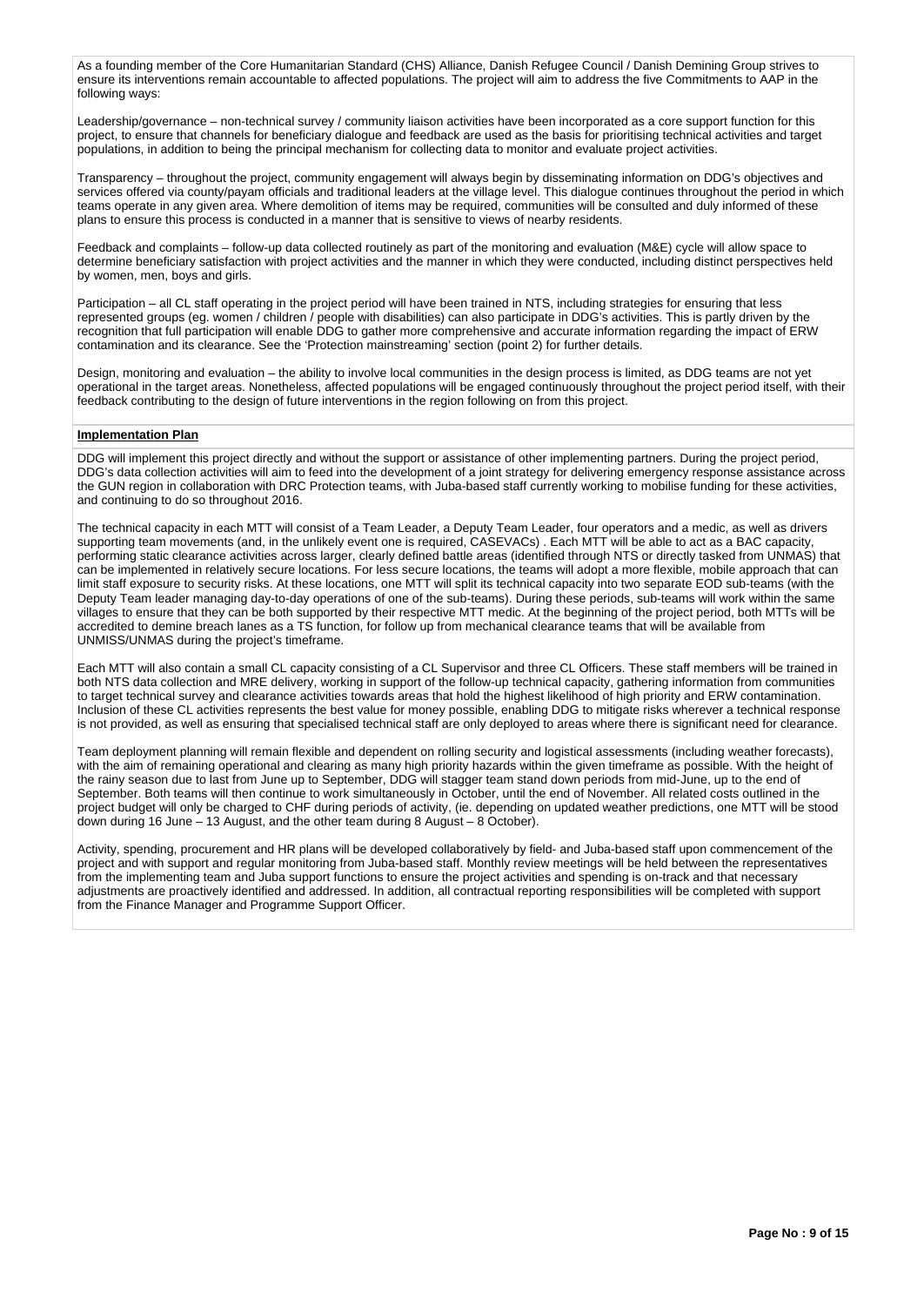As a founding member of the Core Humanitarian Standard (CHS) Alliance, Danish Refugee Council / Danish Demining Group strives to ensure its interventions remain accountable to affected populations. The project will aim to address the five Commitments to AAP in the following ways:

Leadership/governance – non-technical survey / community liaison activities have been incorporated as a core support function for this project, to ensure that channels for beneficiary dialogue and feedback are used as the basis for prioritising technical activities and target populations, in addition to being the principal mechanism for collecting data to monitor and evaluate project activities.

Transparency – throughout the project, community engagement will always begin by disseminating information on DDG's objectives and services offered via county/payam officials and traditional leaders at the village level. This dialogue continues throughout the period in which teams operate in any given area. Where demolition of items may be required, communities will be consulted and duly informed of these plans to ensure this process is conducted in a manner that is sensitive to views of nearby residents.

Feedback and complaints – follow-up data collected routinely as part of the monitoring and evaluation (M&E) cycle will allow space to determine beneficiary satisfaction with project activities and the manner in which they were conducted, including distinct perspectives held by women, men, boys and girls.

Participation – all CL staff operating in the project period will have been trained in NTS, including strategies for ensuring that less represented groups (eg. women / children / people with disabilities) can also participate in DDG's activities. This is partly driven by the recognition that full participation will enable DDG to gather more comprehensive and accurate information regarding the impact of ERW contamination and its clearance. See the 'Protection mainstreaming' section (point 2) for further details.

Design, monitoring and evaluation – the ability to involve local communities in the design process is limited, as DDG teams are not yet operational in the target areas. Nonetheless, affected populations will be engaged continuously throughout the project period itself, with their feedback contributing to the design of future interventions in the region following on from this project.

**Implementation Plan**

DDG will implement this project directly and without the support or assistance of other implementing partners. During the project period, DDG's data collection activities will aim to feed into the development of a joint strategy for delivering emergency response assistance across the GUN region in collaboration with DRC Protection teams, with Juba-based staff currently working to mobilise funding for these activities, and continuing to do so throughout 2016.

The technical capacity in each MTT will consist of a Team Leader, a Deputy Team Leader, four operators and a medic, as well as drivers supporting team movements (and, in the unlikely event one is required, CASEVACs) . Each MTT will be able to act as a BAC capacity, performing static clearance activities across larger, clearly defined battle areas (identified through NTS or directly tasked from UNMAS) that can be implemented in relatively secure locations. For less secure locations, the teams will adopt a more flexible, mobile approach that can limit staff exposure to security risks. At these locations, one MTT will split its technical capacity into two separate EOD sub-teams (with the Deputy Team leader managing day-to-day operations of one of the sub-teams). During these periods, sub-teams will work within the same villages to ensure that they can be both supported by their respective MTT medic. At the beginning of the project period, both MTTs will be accredited to demine breach lanes as a TS function, for follow up from mechanical clearance teams that will be available from UNMISS/UNMAS during the project's timeframe.

Each MTT will also contain a small CL capacity consisting of a CL Supervisor and three CL Officers. These staff members will be trained in both NTS data collection and MRE delivery, working in support of the follow-up technical capacity, gathering information from communities to target technical survey and clearance activities towards areas that hold the highest likelihood of high priority and ERW contamination. Inclusion of these CL activities represents the best value for money possible, enabling DDG to mitigate risks wherever a technical response is not provided, as well as ensuring that specialised technical staff are only deployed to areas where there is significant need for clearance.

Team deployment planning will remain flexible and dependent on rolling security and logistical assessments (including weather forecasts), with the aim of remaining operational and clearing as many high priority hazards within the given timeframe as possible. With the height of the rainy season due to last from June up to September, DDG will stagger team stand down periods from mid-June, up to the end of September. Both teams will then continue to work simultaneously in October, until the end of November. All related costs outlined in the project budget will only be charged to CHF during periods of activity, (ie. depending on updated weather predictions, one MTT will be stood down during 16 June – 13 August, and the other team during 8 August – 8 October).

Activity, spending, procurement and HR plans will be developed collaboratively by field- and Juba-based staff upon commencement of the project and with support and regular monitoring from Juba-based staff. Monthly review meetings will be held between the representatives from the implementing team and Juba support functions to ensure the project activities and spending is on-track and that necessary adjustments are proactively identified and addressed. In addition, all contractual reporting responsibilities will be completed with support from the Finance Manager and Programme Support Officer.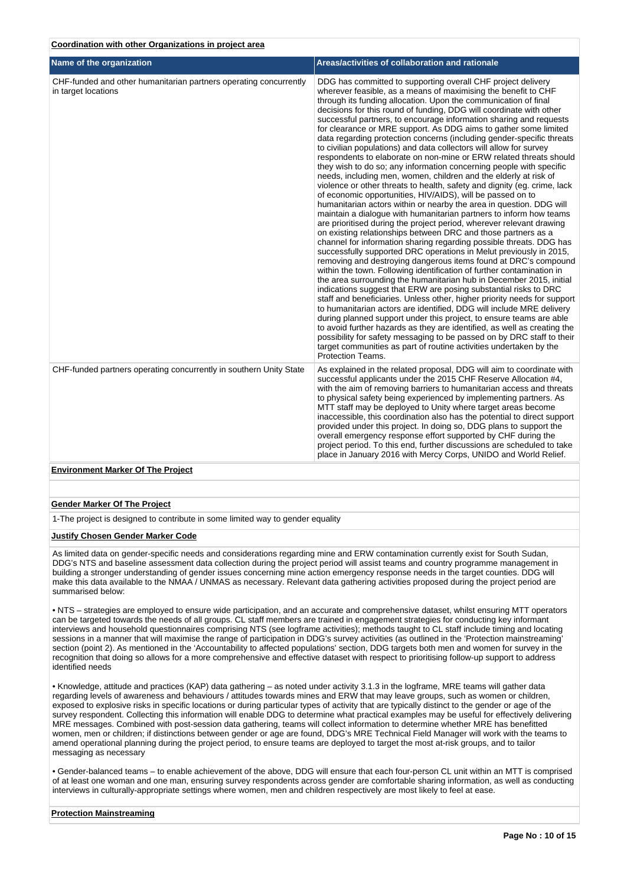**Coordination with other Organizations in project area**

| Name of the organization | Areas/activities of collaboration and rationale |
|---|---|
| CHF-funded and other humanitarian partners operating concurrently in target locations | DDG has committed to supporting overall CHF project delivery wherever feasible, as a means of maximising the benefit to CHF through its funding allocation. Upon the communication of final decisions for this round of funding, DDG will coordinate with other successful partners, to encourage information sharing and requests for clearance or MRE support. As DDG aims to gather some limited data regarding protection concerns (including gender-specific threats to civilian populations) and data collectors will allow for survey respondents to elaborate on non-mine or ERW related threats should they wish to do so; any information concerning people with specific needs, including men, women, children and the elderly at risk of violence or other threats to health, safety and dignity (eg. crime, lack of economic opportunities, HIV/AIDS), will be passed on to humanitarian actors within or nearby the area in question. DDG will maintain a dialogue with humanitarian partners to inform how teams are prioritised during the project period, wherever relevant drawing on existing relationships between DRC and those partners as a channel for information sharing regarding possible threats. DDG has successfully supported DRC operations in Melut previously in 2015, removing and destroying dangerous items found at DRC's compound within the town. Following identification of further contamination in the area surrounding the humanitarian hub in December 2015, initial indications suggest that ERW are posing substantial risks to DRC staff and beneficiaries. Unless other, higher priority needs for support to humanitarian actors are identified, DDG will include MRE delivery during planned support under this project, to ensure teams are able to avoid further hazards as they are identified, as well as creating the possibility for safety messaging to be passed on by DRC staff to their target communities as part of routine activities undertaken by the Protection Teams. |
| CHF-funded partners operating concurrently in southern Unity State | As explained in the related proposal, DDG will aim to coordinate with successful applicants under the 2015 CHF Reserve Allocation #4, with the aim of removing barriers to humanitarian access and threats to physical safety being experienced by implementing partners. As MTT staff may be deployed to Unity where target areas become inaccessible, this coordination also has the potential to direct support provided under this project. In doing so, DDG plans to support the overall emergency response effort supported by CHF during the project period. To this end, further discussions are scheduled to take place in January 2016 with Mercy Corps, UNIDO and World Relief. |

**Environment Marker Of The Project**

**Gender Marker Of The Project**

1-The project is designed to contribute in some limited way to gender equality

**Justify Chosen Gender Marker Code**

As limited data on gender-specific needs and considerations regarding mine and ERW contamination currently exist for South Sudan, DDG's NTS and baseline assessment data collection during the project period will assist teams and country programme management in building a stronger understanding of gender issues concerning mine action emergency response needs in the target counties. DDG will make this data available to the NMAA / UNMAS as necessary. Relevant data gathering activities proposed during the project period are summarised below:

• NTS – strategies are employed to ensure wide participation, and an accurate and comprehensive dataset, whilst ensuring MTT operators can be targeted towards the needs of all groups. CL staff members are trained in engagement strategies for conducting key informant interviews and household questionnaires comprising NTS (see logframe activities); methods taught to CL staff include timing and locating sessions in a manner that will maximise the range of participation in DDG's survey activities (as outlined in the 'Protection mainstreaming' section (point 2). As mentioned in the 'Accountability to affected populations' section, DDG targets both men and women for survey in the recognition that doing so allows for a more comprehensive and effective dataset with respect to prioritising follow-up support to address identified needs

• Knowledge, attitude and practices (KAP) data gathering – as noted under activity 3.1.3 in the logframe, MRE teams will gather data regarding levels of awareness and behaviours / attitudes towards mines and ERW that may leave groups, such as women or children, exposed to explosive risks in specific locations or during particular types of activity that are typically distinct to the gender or age of the survey respondent. Collecting this information will enable DDG to determine what practical examples may be useful for effectively delivering MRE messages. Combined with post-session data gathering, teams will collect information to determine whether MRE has benefitted women, men or children; if distinctions between gender or age are found, DDG's MRE Technical Field Manager will work with the teams to amend operational planning during the project period, to ensure teams are deployed to target the most at-risk groups, and to tailor messaging as necessary

• Gender-balanced teams – to enable achievement of the above, DDG will ensure that each four-person CL unit within an MTT is comprised of at least one woman and one man, ensuring survey respondents across gender are comfortable sharing information, as well as conducting interviews in culturally-appropriate settings where women, men and children respectively are most likely to feel at ease.

**Protection Mainstreaming**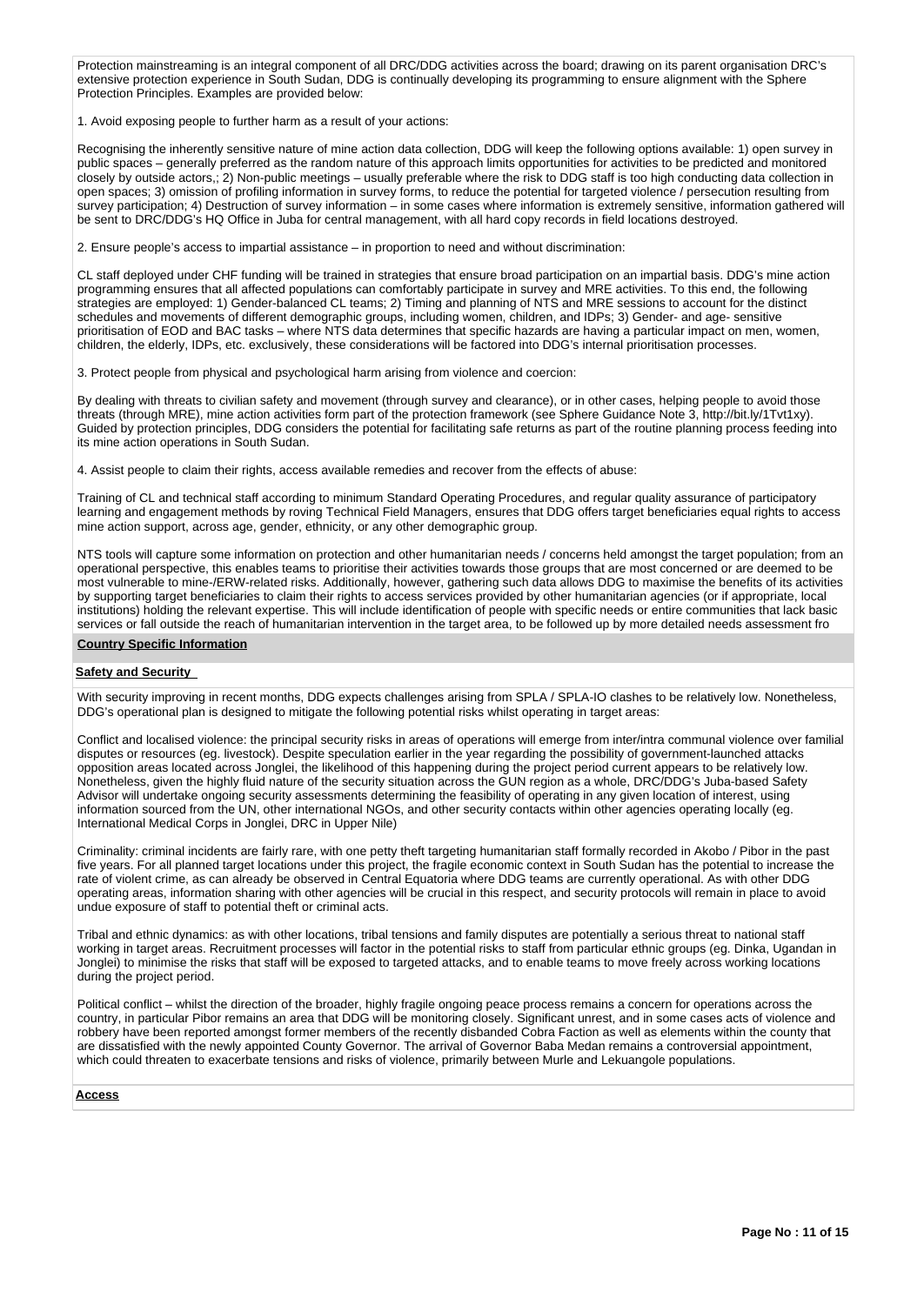Protection mainstreaming is an integral component of all DRC/DDG activities across the board; drawing on its parent organisation DRC's extensive protection experience in South Sudan, DDG is continually developing its programming to ensure alignment with the Sphere Protection Principles. Examples are provided below:

1. Avoid exposing people to further harm as a result of your actions:

Recognising the inherently sensitive nature of mine action data collection, DDG will keep the following options available: 1) open survey in public spaces – generally preferred as the random nature of this approach limits opportunities for activities to be predicted and monitored closely by outside actors,; 2) Non-public meetings – usually preferable where the risk to DDG staff is too high conducting data collection in open spaces; 3) omission of profiling information in survey forms, to reduce the potential for targeted violence / persecution resulting from survey participation; 4) Destruction of survey information – in some cases where information is extremely sensitive, information gathered will be sent to DRC/DDG's HQ Office in Juba for central management, with all hard copy records in field locations destroyed.

2. Ensure people's access to impartial assistance – in proportion to need and without discrimination:

CL staff deployed under CHF funding will be trained in strategies that ensure broad participation on an impartial basis. DDG's mine action programming ensures that all affected populations can comfortably participate in survey and MRE activities. To this end, the following strategies are employed: 1) Gender-balanced CL teams; 2) Timing and planning of NTS and MRE sessions to account for the distinct schedules and movements of different demographic groups, including women, children, and IDPs; 3) Gender- and age- sensitive prioritisation of EOD and BAC tasks – where NTS data determines that specific hazards are having a particular impact on men, women, children, the elderly, IDPs, etc. exclusively, these considerations will be factored into DDG's internal prioritisation processes.

3. Protect people from physical and psychological harm arising from violence and coercion:

By dealing with threats to civilian safety and movement (through survey and clearance), or in other cases, helping people to avoid those threats (through MRE), mine action activities form part of the protection framework (see Sphere Guidance Note 3, http://bit.ly/1Tvt1xy). Guided by protection principles, DDG considers the potential for facilitating safe returns as part of the routine planning process feeding into its mine action operations in South Sudan.

4. Assist people to claim their rights, access available remedies and recover from the effects of abuse:

Training of CL and technical staff according to minimum Standard Operating Procedures, and regular quality assurance of participatory learning and engagement methods by roving Technical Field Managers, ensures that DDG offers target beneficiaries equal rights to access mine action support, across age, gender, ethnicity, or any other demographic group.

NTS tools will capture some information on protection and other humanitarian needs / concerns held amongst the target population; from an operational perspective, this enables teams to prioritise their activities towards those groups that are most concerned or are deemed to be most vulnerable to mine-/ERW-related risks. Additionally, however, gathering such data allows DDG to maximise the benefits of its activities by supporting target beneficiaries to claim their rights to access services provided by other humanitarian agencies (or if appropriate, local institutions) holding the relevant expertise. This will include identification of people with specific needs or entire communities that lack basic services or fall outside the reach of humanitarian intervention in the target area, to be followed up by more detailed needs assessment fro

## Country Specific Information

### Safety and Security

With security improving in recent months, DDG expects challenges arising from SPLA / SPLA-IO clashes to be relatively low. Nonetheless, DDG's operational plan is designed to mitigate the following potential risks whilst operating in target areas:

Conflict and localised violence: the principal security risks in areas of operations will emerge from inter/intra communal violence over familial disputes or resources (eg. livestock). Despite speculation earlier in the year regarding the possibility of government-launched attacks opposition areas located across Jonglei, the likelihood of this happening during the project period current appears to be relatively low. Nonetheless, given the highly fluid nature of the security situation across the GUN region as a whole, DRC/DDG's Juba-based Safety Advisor will undertake ongoing security assessments determining the feasibility of operating in any given location of interest, using information sourced from the UN, other international NGOs, and other security contacts within other agencies operating locally (eg. International Medical Corps in Jonglei, DRC in Upper Nile)

Criminality: criminal incidents are fairly rare, with one petty theft targeting humanitarian staff formally recorded in Akobo / Pibor in the past five years. For all planned target locations under this project, the fragile economic context in South Sudan has the potential to increase the rate of violent crime, as can already be observed in Central Equatoria where DDG teams are currently operational. As with other DDG operating areas, information sharing with other agencies will be crucial in this respect, and security protocols will remain in place to avoid undue exposure of staff to potential theft or criminal acts.

Tribal and ethnic dynamics: as with other locations, tribal tensions and family disputes are potentially a serious threat to national staff working in target areas. Recruitment processes will factor in the potential risks to staff from particular ethnic groups (eg. Dinka, Ugandan in Jonglei) to minimise the risks that staff will be exposed to targeted attacks, and to enable teams to move freely across working locations during the project period.

Political conflict – whilst the direction of the broader, highly fragile ongoing peace process remains a concern for operations across the country, in particular Pibor remains an area that DDG will be monitoring closely. Significant unrest, and in some cases acts of violence and robbery have been reported amongst former members of the recently disbanded Cobra Faction as well as elements within the county that are dissatisfied with the newly appointed County Governor. The arrival of Governor Baba Medan remains a controversial appointment, which could threaten to exacerbate tensions and risks of violence, primarily between Murle and Lekuangole populations.

### Access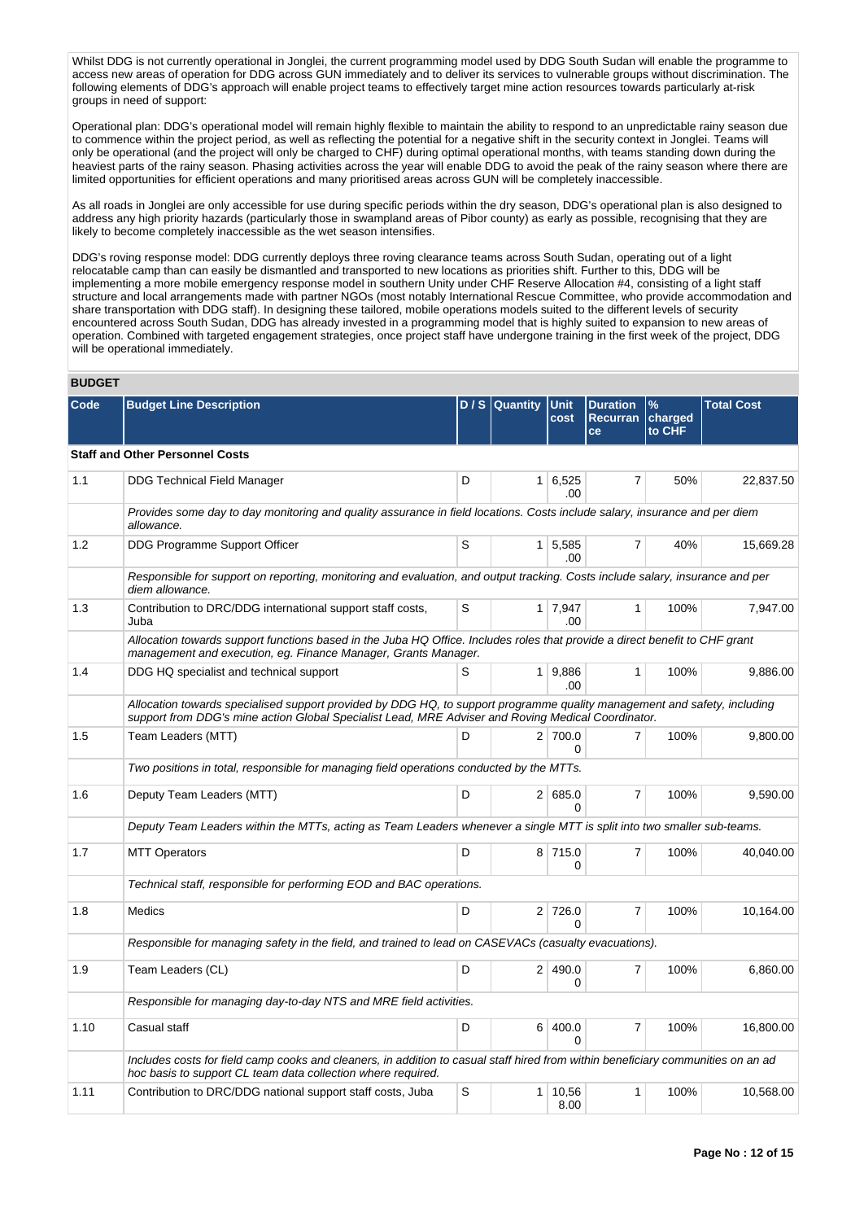Whilst DDG is not currently operational in Jonglei, the current programming model used by DDG South Sudan will enable the programme to access new areas of operation for DDG across GUN immediately and to deliver its services to vulnerable groups without discrimination. The following elements of DDG's approach will enable project teams to effectively target mine action resources towards particularly at-risk groups in need of support:

Operational plan: DDG's operational model will remain highly flexible to maintain the ability to respond to an unpredictable rainy season due to commence within the project period, as well as reflecting the potential for a negative shift in the security context in Jonglei. Teams will only be operational (and the project will only be charged to CHF) during optimal operational months, with teams standing down during the heaviest parts of the rainy season. Phasing activities across the year will enable DDG to avoid the peak of the rainy season where there are limited opportunities for efficient operations and many prioritised areas across GUN will be completely inaccessible.

As all roads in Jonglei are only accessible for use during specific periods within the dry season, DDG's operational plan is also designed to address any high priority hazards (particularly those in swampland areas of Pibor county) as early as possible, recognising that they are likely to become completely inaccessible as the wet season intensifies.

DDG's roving response model: DDG currently deploys three roving clearance teams across South Sudan, operating out of a light relocatable camp than can easily be dismantled and transported to new locations as priorities shift. Further to this, DDG will be implementing a more mobile emergency response model in southern Unity under CHF Reserve Allocation #4, consisting of a light staff structure and local arrangements made with partner NGOs (most notably International Rescue Committee, who provide accommodation and share transportation with DDG staff). In designing these tailored, mobile operations models suited to the different levels of security encountered across South Sudan, DDG has already invested in a programming model that is highly suited to expansion to new areas of operation. Combined with targeted engagement strategies, once project staff have undergone training in the first week of the project, DDG will be operational immediately.

## BUDGET

| Code | Budget Line Description | D / S | Quantity | Unit cost | Duration Recurrance | % charged to CHF | Total Cost |
|---|---|---|---|---|---|---|---|
| **Staff and Other Personnel Costs** | | | | | | | |
| 1.1 | DDG Technical Field Manager | D | 1 | 6,525.00 | 7 | 50% | 22,837.50 |
| | *Provides some day to day monitoring and quality assurance in field locations. Costs include salary, insurance and per diem allowance.* | | | | | | |
| 1.2 | DDG Programme Support Officer | S | 1 | 5,585.00 | 7 | 40% | 15,669.28 |
| | *Responsible for support on reporting, monitoring and evaluation, and output tracking. Costs include salary, insurance and per diem allowance.* | | | | | | |
| 1.3 | Contribution to DRC/DDG international support staff costs, Juba | S | 1 | 7,947.00 | 1 | 100% | 7,947.00 |
| | *Allocation towards support functions based in the Juba HQ Office. Includes roles that provide a direct benefit to CHF grant management and execution, eg. Finance Manager, Grants Manager.* | | | | | | |
| 1.4 | DDG HQ specialist and technical support | S | 1 | 9,886.00 | 1 | 100% | 9,886.00 |
| | *Allocation towards specialised support provided by DDG HQ, to support programme quality management and safety, including support from DDG's mine action Global Specialist Lead, MRE Adviser and Roving Medical Coordinator.* | | | | | | |
| 1.5 | Team Leaders (MTT) | D | 2 | 700.00 | 7 | 100% | 9,800.00 |
| | *Two positions in total, responsible for managing field operations conducted by the MTTs.* | | | | | | |
| 1.6 | Deputy Team Leaders (MTT) | D | 2 | 685.00 | 7 | 100% | 9,590.00 |
| | *Deputy Team Leaders within the MTTs, acting as Team Leaders whenever a single MTT is split into two smaller sub-teams.* | | | | | | |
| 1.7 | MTT Operators | D | 8 | 715.00 | 7 | 100% | 40,040.00 |
| | *Technical staff, responsible for performing EOD and BAC operations.* | | | | | | |
| 1.8 | Medics | D | 2 | 726.00 | 7 | 100% | 10,164.00 |
| | *Responsible for managing safety in the field, and trained to lead on CASEVACs (casualty evacuations).* | | | | | | |
| 1.9 | Team Leaders (CL) | D | 2 | 490.00 | 7 | 100% | 6,860.00 |
| | *Responsible for managing day-to-day NTS and MRE field activities.* | | | | | | |
| 1.10 | Casual staff | D | 6 | 400.00 | 7 | 100% | 16,800.00 |
| | *Includes costs for field camp cooks and cleaners, in addition to casual staff hired from within beneficiary communities on an ad hoc basis to support CL team data collection where required.* | | | | | | |
| 1.11 | Contribution to DRC/DDG national support staff costs, Juba | S | 1 | 10,568.00 | 1 | 100% | 10,568.00 |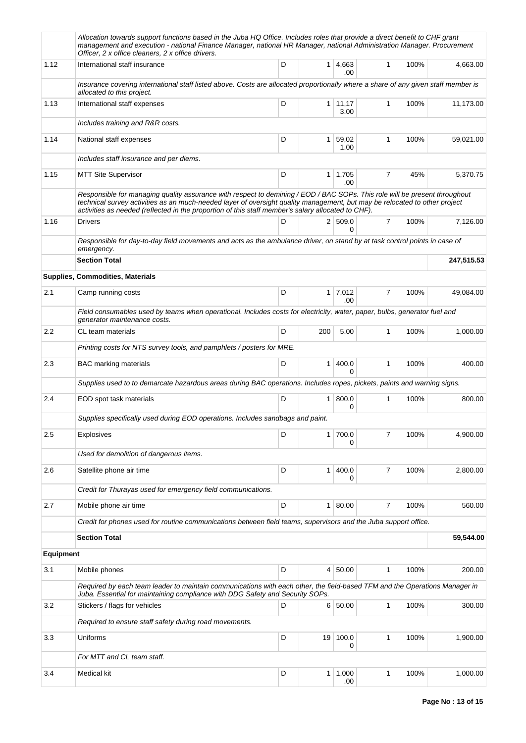| | | | | | | | |
|---|---|---|---|---|---|---|---|
| | *Allocation towards support functions based in the Juba HQ Office. Includes roles that provide a direct benefit to CHF grant management and execution - national Finance Manager, national HR Manager, national Administration Manager. Procurement Officer, 2 x office cleaners, 2 x office drivers.* | | | | | | |
| 1.12 | International staff insurance | D | 1 | 4,663.00 | 1 | 100% | 4,663.00 |
| | *Insurance covering international staff listed above. Costs are allocated proportionally where a share of any given staff member is allocated to this project.* | | | | | | |
| 1.13 | International staff expenses | D | 1 | 11,173.00 | 1 | 100% | 11,173.00 |
| | *Includes training and R&R costs.* | | | | | | |
| 1.14 | National staff expenses | D | 1 | 59,021.00 | 1 | 100% | 59,021.00 |
| | *Includes staff insurance and per diems.* | | | | | | |
| 1.15 | MTT Site Supervisor | D | 1 | 1,705.00 | 7 | 45% | 5,370.75 |
| | *Responsible for managing quality assurance with respect to demining / EOD / BAC SOPs. This role will be present throughout technical survey activities as an much-needed layer of oversight quality management, but may be relocated to other project activities as needed (reflected in the proportion of this staff member's salary allocated to CHF).* | | | | | | |
| 1.16 | Drivers | D | 2 | 509.00 | 7 | 100% | 7,126.00 |
| | *Responsible for day-to-day field movements and acts as the ambulance driver, on stand by at task control points in case of emergency.* | | | | | | |
| | **Section Total** | | | | | | **247,515.53** |
| **Supplies, Commodities, Materials** | | | | | | | |
| 2.1 | Camp running costs | D | 1 | 7,012.00 | 7 | 100% | 49,084.00 |
| | *Field consumables used by teams when operational. Includes costs for electricity, water, paper, bulbs, generator fuel and generator maintenance costs.* | | | | | | |
| 2.2 | CL team materials | D | 200 | 5.00 | 1 | 100% | 1,000.00 |
| | *Printing costs for NTS survey tools, and pamphlets / posters for MRE.* | | | | | | |
| 2.3 | BAC marking materials | D | 1 | 400.00 | 1 | 100% | 400.00 |
| | *Supplies used to to demarcate hazardous areas during BAC operations. Includes ropes, pickets, paints and warning signs.* | | | | | | |
| 2.4 | EOD spot task materials | D | 1 | 800.00 | 1 | 100% | 800.00 |
| | *Supplies specifically used during EOD operations. Includes sandbags and paint.* | | | | | | |
| 2.5 | Explosives | D | 1 | 700.00 | 7 | 100% | 4,900.00 |
| | *Used for demolition of dangerous items.* | | | | | | |
| 2.6 | Satellite phone air time | D | 1 | 400.00 | 7 | 100% | 2,800.00 |
| | *Credit for Thurayas used for emergency field communications.* | | | | | | |
| 2.7 | Mobile phone air time | D | 1 | 80.00 | 7 | 100% | 560.00 |
| | *Credit for phones used for routine communications between field teams, supervisors and the Juba support office.* | | | | | | |
| | **Section Total** | | | | | | **59,544.00** |
| **Equipment** | | | | | | | |
| 3.1 | Mobile phones | D | 4 | 50.00 | 1 | 100% | 200.00 |
| | *Required by each team leader to maintain communications with each other, the field-based TFM and the Operations Manager in Juba. Essential for maintaining compliance with DDG Safety and Security SOPs.* | | | | | | |
| 3.2 | Stickers / flags for vehicles | D | 6 | 50.00 | 1 | 100% | 300.00 |
| | *Required to ensure staff safety during road movements.* | | | | | | |
| 3.3 | Uniforms | D | 19 | 100.00 | 1 | 100% | 1,900.00 |
| | *For MTT and CL team staff.* | | | | | | |
| 3.4 | Medical kit | D | 1 | 1,000.00 | 1 | 100% | 1,000.00 |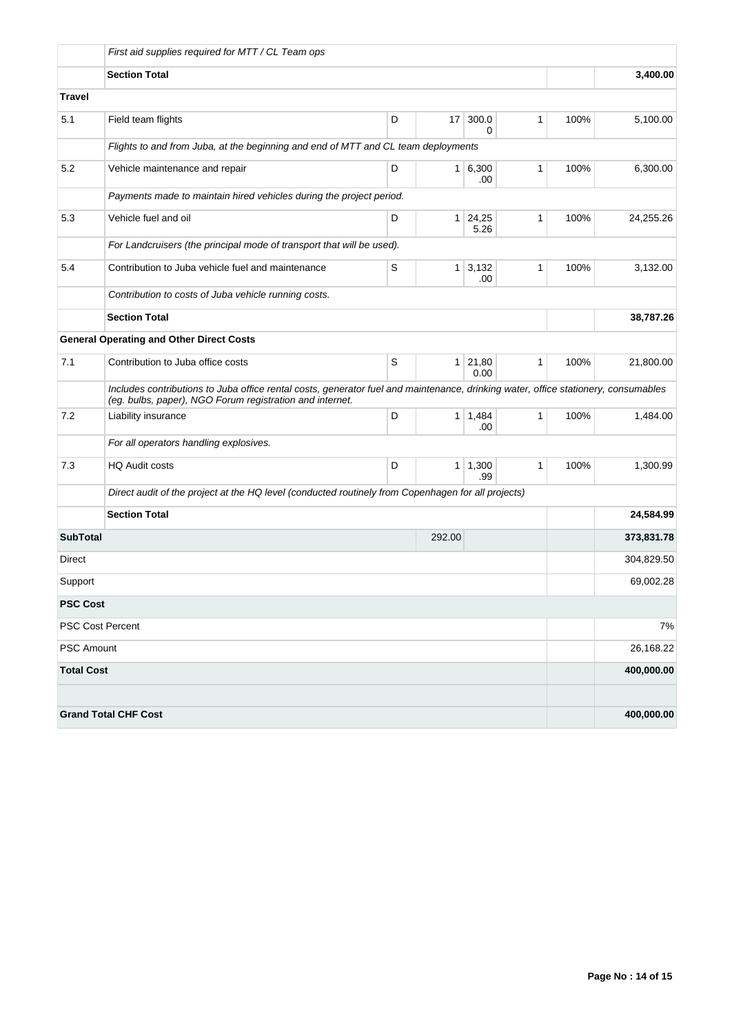| | | | | | | | |
|---|---|---|---|---|---|---|---|
| | *First aid supplies required for MTT / CL Team ops* | | | | | | |
| | **Section Total** | | | | | | **3,400.00** |
| **Travel** | | | | | | | |
| 5.1 | Field team flights | D | 17 | 300.00 | 1 | 100% | 5,100.00 |
| | *Flights to and from Juba, at the beginning and end of MTT and CL team deployments* | | | | | | |
| 5.2 | Vehicle maintenance and repair | D | 1 | 6,300.00 | 1 | 100% | 6,300.00 |
| | *Payments made to maintain hired vehicles during the project period.* | | | | | | |
| 5.3 | Vehicle fuel and oil | D | 1 | 24,255.26 | 1 | 100% | 24,255.26 |
| | *For Landcruisers (the principal mode of transport that will be used).* | | | | | | |
| 5.4 | Contribution to Juba vehicle fuel and maintenance | S | 1 | 3,132.00 | 1 | 100% | 3,132.00 |
| | *Contribution to costs of Juba vehicle running costs.* | | | | | | |
| | **Section Total** | | | | | | **38,787.26** |
| | **General Operating and Other Direct Costs** | | | | | | |
| 7.1 | Contribution to Juba office costs | S | 1 | 21,800.00 | 1 | 100% | 21,800.00 |
| | *Includes contributions to Juba office rental costs, generator fuel and maintenance, drinking water, office stationery, consumables (eg. bulbs, paper), NGO Forum registration and internet.* | | | | | | |
| 7.2 | Liability insurance | D | 1 | 1,484.00 | 1 | 100% | 1,484.00 |
| | *For all operators handling explosives.* | | | | | | |
| 7.3 | HQ Audit costs | D | 1 | 1,300.99 | 1 | 100% | 1,300.99 |
| | *Direct audit of the project at the HQ level (conducted routinely from Copenhagen for all projects)* | | | | | | |
| | **Section Total** | | | | | | **24,584.99** |
| **SubTotal** | | | 292.00 | | | | **373,831.78** |
| Direct | | | | | | | 304,829.50 |
| Support | | | | | | | 69,002.28 |
| **PSC Cost** | | | | | | | |
| PSC Cost Percent | | | | | | | 7% |
| PSC Amount | | | | | | | 26,168.22 |
| **Total Cost** | | | | | | | **400,000.00** |
| | | | | | | | |
| **Grand Total CHF Cost** | | | | | | | **400,000.00** |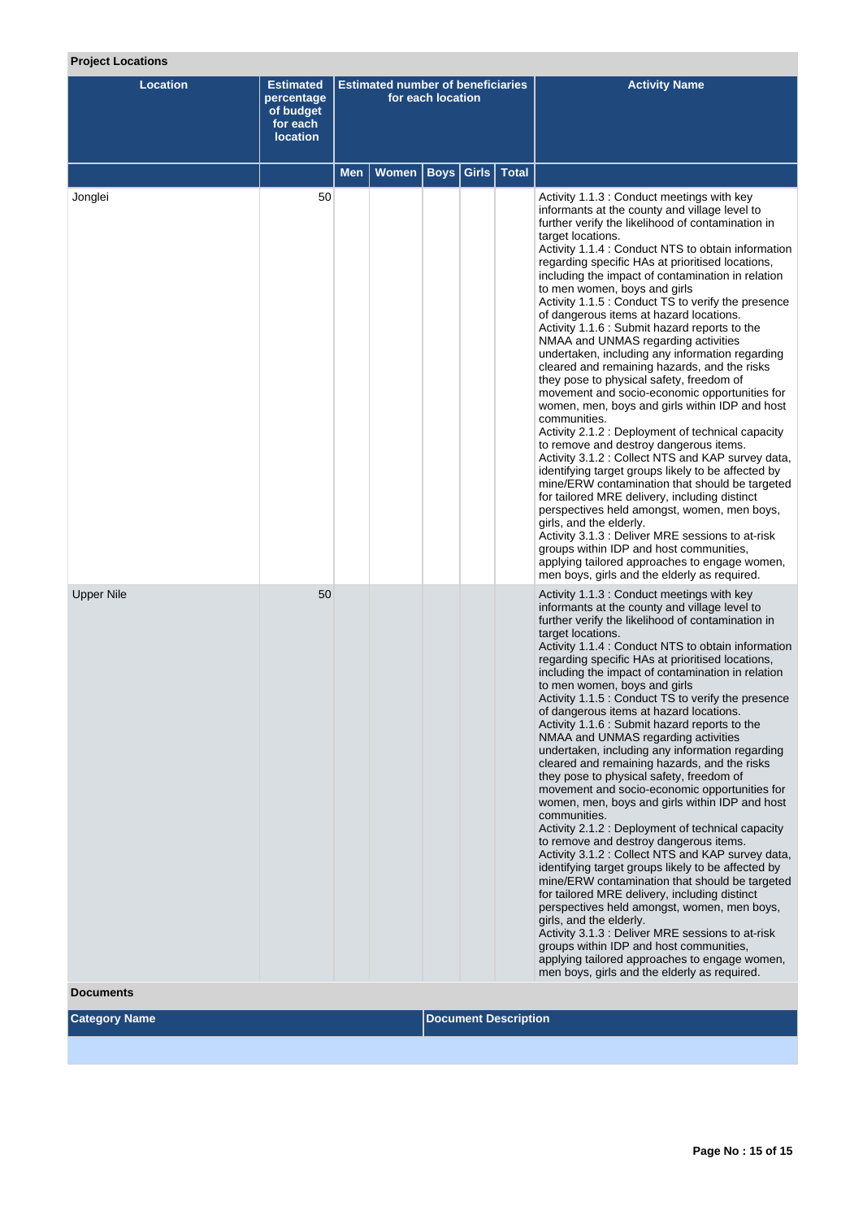### Project Locations

| Location | Estimated percentage of budget for each location | Estimated number of beneficiaries for each location | | | | | Activity Name |
|---|---|---|---|---|---|---|---|
| | | Men | Women | Boys | Girls | Total | |
| Jonglei | 50 | | | | | | Activity 1.1.3 : Conduct meetings with key informants at the county and village level to further verify the likelihood of contamination in target locations.<br>Activity 1.1.4 : Conduct NTS to obtain information regarding specific HAs at prioritised locations, including the impact of contamination in relation to men women, boys and girls<br>Activity 1.1.5 : Conduct TS to verify the presence of dangerous items at hazard locations.<br>Activity 1.1.6 : Submit hazard reports to the NMAA and UNMAS regarding activities undertaken, including any information regarding cleared and remaining hazards, and the risks they pose to physical safety, freedom of movement and socio-economic opportunities for women, men, boys and girls within IDP and host communities.<br>Activity 2.1.2 : Deployment of technical capacity to remove and destroy dangerous items.<br>Activity 3.1.2 : Collect NTS and KAP survey data, identifying target groups likely to be affected by mine/ERW contamination that should be targeted for tailored MRE delivery, including distinct perspectives held amongst, women, men boys, girls, and the elderly.<br>Activity 3.1.3 : Deliver MRE sessions to at-risk groups within IDP and host communities, applying tailored approaches to engage women, men boys, girls and the elderly as required. |
| Upper Nile | 50 | | | | | | Activity 1.1.3 : Conduct meetings with key informants at the county and village level to further verify the likelihood of contamination in target locations.<br>Activity 1.1.4 : Conduct NTS to obtain information regarding specific HAs at prioritised locations, including the impact of contamination in relation to men women, boys and girls<br>Activity 1.1.5 : Conduct TS to verify the presence of dangerous items at hazard locations.<br>Activity 1.1.6 : Submit hazard reports to the NMAA and UNMAS regarding activities undertaken, including any information regarding cleared and remaining hazards, and the risks they pose to physical safety, freedom of movement and socio-economic opportunities for women, men, boys and girls within IDP and host communities.<br>Activity 2.1.2 : Deployment of technical capacity to remove and destroy dangerous items.<br>Activity 3.1.2 : Collect NTS and KAP survey data, identifying target groups likely to be affected by mine/ERW contamination that should be targeted for tailored MRE delivery, including distinct perspectives held amongst, women, men boys, girls, and the elderly.<br>Activity 3.1.3 : Deliver MRE sessions to at-risk groups within IDP and host communities, applying tailored approaches to engage women, men boys, girls and the elderly as required. |

### Documents

| Category Name | Document Description |
|---|---|
| | |